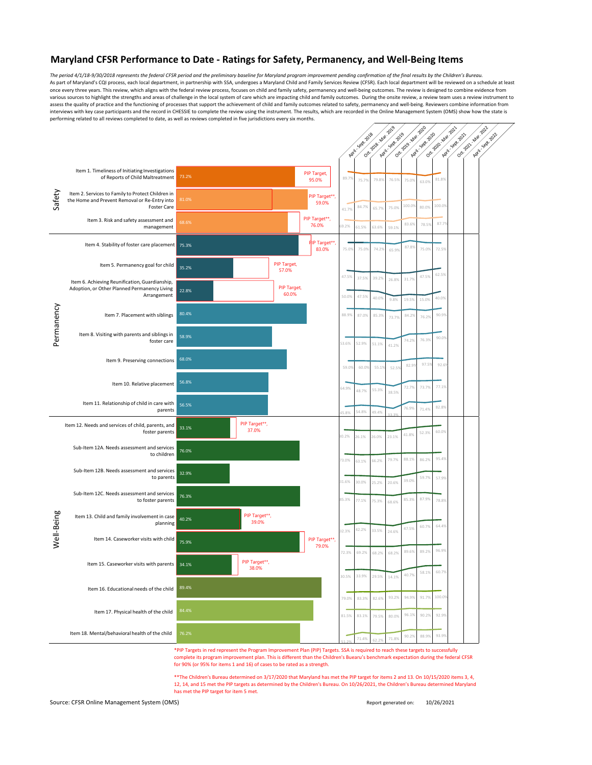# Maryland CFSR Performance to Date - Ratings for Safety, Permanency, and Well-Being Items

*The period 4/1/18-9/30/2018 represents the federal CFSR period and the preliminary baseline for Maryland program improvement pending confirmation of the final results by the Children's Bureau.*

As part of Maryland's CQI process, each local department, in partnership with SSA, undergoes a Maryland Child and Family Services Review (CFSR). Each local department will be reviewed on a schedule at least once every three years. This review, which aligns with the federal review process, focuses on child and family safety, permanency and well-being outcomes. The review is designed to combine evidence from various sources to highlight the strengths and areas of challenge in the local system of care which are impacting child and family outcomes. During the onsite review, a review team uses a review instrument to assess the quality of practice and the functioning of processes that support the achievement of child and family outcomes related to safety, permanency and well-being. Reviewers combine information from interviews with key case participants and the record in CHESSIE to complete the review using the instrument. The results, which are recorded in the Online Management System (OMS) show how the state is performing related to all reviews completed to date, as well as reviews completed in five jurisdictions every six months.

April - Sept. 2018
Oct. 2018 - Mar. 2019
April - Sept. 2019
Oct. 2019 - Mar. 2020
April - Sept. 2020
Oct. 2020 - Mar. 2021
April - Sept. 2021
Oct. 2021 - Mar. 2022
April - Sept. 2022

**Safety**

Item 1. Timeliness of Initiating Investigations of Reports of Child Maltreatment
73.2%
PIP Target, 95.0%
89.7% 75.7% 79.8% 76.5% 75.0% 63.0% 81.8%

Item 2. Services to Family to Protect Children in the Home and Prevent Removal or Re-Entry into Foster Care
81.0%
PIP Target**, 59.0%
41.7% 84.7% 65.7% 75.0% 100.0% 80.0% 100.0%

Item 3. Risk and safety assessment and management
68.6%
PIP Target**, 76.0%
69.2% 61.5% 63.6% 59.1% 83.6% 78.5% 87.7%

**Permanency**

Item 4. Stability of foster care placement
75.3%
PIP Target**, 83.0%
75.0% 75.0% 74.2% 65.9% 87.8% 75.0% 72.5%

Item 5. Permanency goal for child
35.2%
PIP Target, 57.0%
47.5% 37.5% 39.2% 26.8% 31.7% 47.5% 62.5%

Item 6. Achieving Reunification, Guardianship, Adoption, or Other Planned Permanency Living Arrangement
22.8%
PIP Target, 60.0%
50.0% 47.5% 40.0% 9.8% 19.5% 15.0% 40.0%

Item 7. Placement with siblings
80.4%
88.9% 87.0% 85.3% 73.7% 84.2% 76.2% 90.9%

Item 8. Visiting with parents and siblings in foster care
58.9%
53.6% 52.9% 51.1% 41.2% 74.2% 76.3% 90.0%

Item 9. Preserving connections
68.0%
59.0% 60.0% 55.1% 52.5% 82.9% 97.5% 92.6%

Item 10. Relative placement
56.8%
64.9% 48.7% 55.3% 38.5% 72.7% 73.7% 77.1%

Item 11. Relationship of child in care with parents
56.5%
45.8% 54.8% 49.4% 33.3% 76.9% 71.4% 82.8%

**Well-Being**

Item 12. Needs and services of child, parents, and foster parents
33.1%
PIP Target**, 37.0%
30.2% 26.1% 26.0% 23.1% 41.8% 52.3% 60.0%

Sub-Item 12A. Needs assessment and services to children
76.0%
73.0% 63.1% 66.2% 79.7% 88.1% 86.2% 95.4%

Sub-Item 12B. Needs assessment and services to parents
32.9%
31.6% 30.0% 25.2% 20.6% 39.0% 59.7% 57.9%

Sub-Item 12C. Needs assessment and services to foster parents
76.3%
85.3% 77.1% 75.3% 68.6% 85.3% 87.9% 78.8%

Item 13. Child and family involvement in case planning
40.2%
PIP Target**, 39.0%
32.3% 42.2% 33.5% 24.6% 47.5% 60.7% 64.4%

Item 14. Caseworker visits with child
75.9%
PIP Target**, 79.0%
72.3% 69.2% 68.2% 68.2% 89.6% 89.2% 96.9%

Item 15. Caseworker visits with parents
34.1%
PIP Target**, 38.0%
30.5% 33.9% 29.5% 14.1% 40.7% 58.1% 60.7%

Item 16. Educational needs of the child
89.4%
79.0% 83.3% 82.6% 93.2% 94.9% 91.7% 100.0%

Item 17. Physical health of the child
84.4%
81.5% 83.1% 79.5% 80.0% 96.1% 90.2% 92.9%

Item 18. Mental/behavioral health of the child
76.2%
51.2% 71.4% 62.2% 71.8% 90.2% 88.9% 93.9%

*PIP Targets in red represent the Program Improvement Plan (PIP) Targets. SSA is required to reach these targets to successfully complete its program improvement plan. This is different than the Children's Bueau's benchmark expectation during the federal CFSR for 90% (or 95% for items 1 and 16) of cases to be rated as a strength.

**The Children's Bureau determined on 3/17/2020 that Maryland has met the PIP target for items 2 and 13. On 10/15/2020 items 3, 4, 12, 14, and 15 met the PIP targets as determined by the Children's Bureau. On 10/26/2021, the Children's Bureau determined Maryland has met the PIP target for item 5 met.

Source: CFSR Online Management System (OMS)

Report generated on: 10/26/2021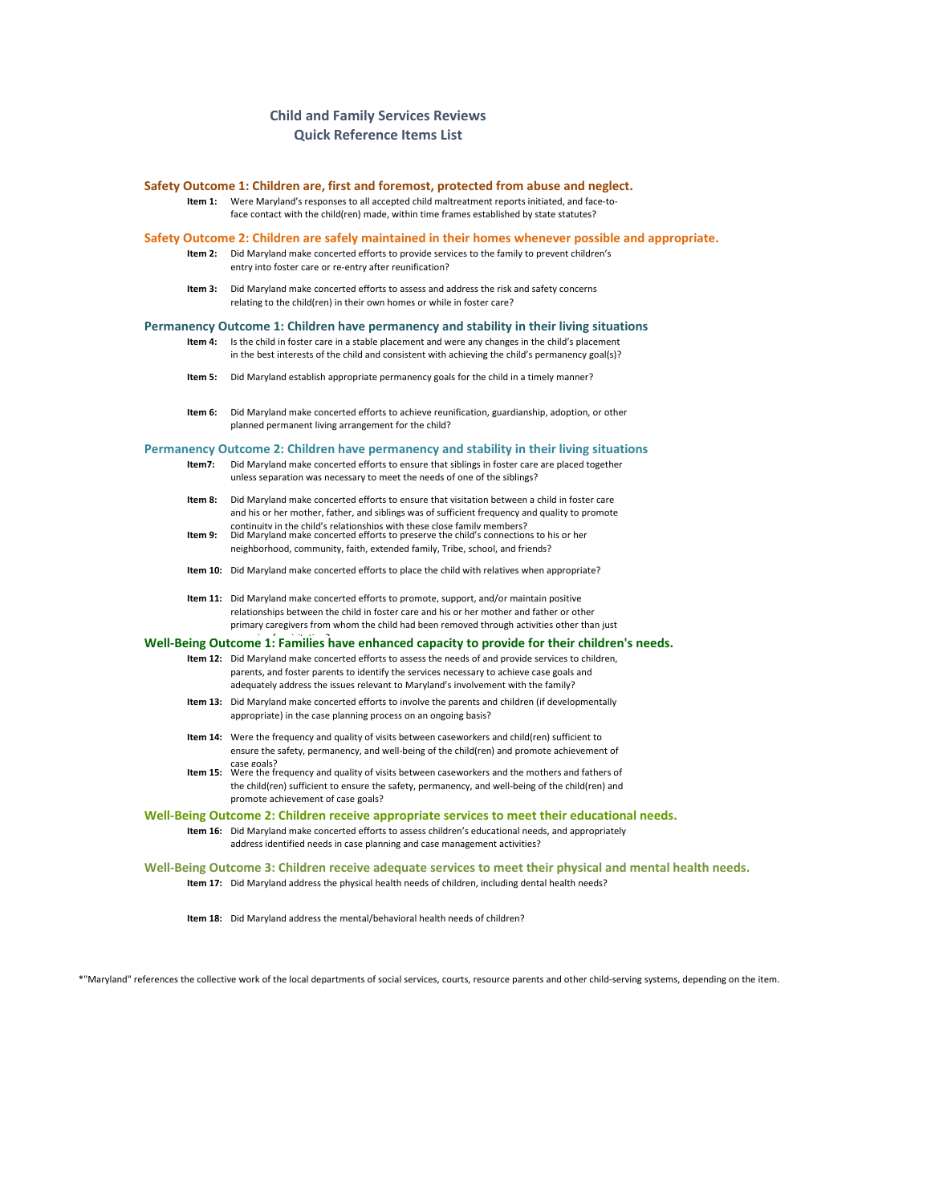# Child and Family Services Reviews
## Quick Reference Items List

### Safety Outcome 1: Children are, first and foremost, protected from abuse and neglect.

**Item 1:** Were Maryland's responses to all accepted child maltreatment reports initiated, and face-to-face contact with the child(ren) made, within time frames established by state statutes?

### Safety Outcome 2: Children are safely maintained in their homes whenever possible and appropriate.

**Item 2:** Did Maryland make concerted efforts to provide services to the family to prevent children's entry into foster care or re-entry after reunification?

**Item 3:** Did Maryland make concerted efforts to assess and address the risk and safety concerns relating to the child(ren) in their own homes or while in foster care?

### Permanency Outcome 1: Children have permanency and stability in their living situations

**Item 4:** Is the child in foster care in a stable placement and were any changes in the child's placement in the best interests of the child and consistent with achieving the child's permanency goal(s)?

**Item 5:** Did Maryland establish appropriate permanency goals for the child in a timely manner?

**Item 6:** Did Maryland make concerted efforts to achieve reunification, guardianship, adoption, or other planned permanent living arrangement for the child?

### Permanency Outcome 2: Children have permanency and stability in their living situations

**Item7:** Did Maryland make concerted efforts to ensure that siblings in foster care are placed together unless separation was necessary to meet the needs of one of the siblings?

**Item 8:** Did Maryland make concerted efforts to ensure that visitation between a child in foster care and his or her mother, father, and siblings was of sufficient frequency and quality to promote continuity in the child's relationships with these close family members?

**Item 9:** Did Maryland make concerted efforts to preserve the child's connections to his or her neighborhood, community, faith, extended family, Tribe, school, and friends?

**Item 10:** Did Maryland make concerted efforts to place the child with relatives when appropriate?

**Item 11:** Did Maryland make concerted efforts to promote, support, and/or maintain positive relationships between the child in foster care and his or her mother and father or other primary caregivers from whom the child had been removed through activities other than just arranging for visitation?

### Well-Being Outcome 1: Families have enhanced capacity to provide for their children's needs.

**Item 12:** Did Maryland make concerted efforts to assess the needs of and provide services to children, parents, and foster parents to identify the services necessary to achieve case goals and adequately address the issues relevant to Maryland's involvement with the family?

**Item 13:** Did Maryland make concerted efforts to involve the parents and children (if developmentally appropriate) in the case planning process on an ongoing basis?

**Item 14:** Were the frequency and quality of visits between caseworkers and child(ren) sufficient to ensure the safety, permanency, and well-being of the child(ren) and promote achievement of case goals?

**Item 15:** Were the frequency and quality of visits between caseworkers and the mothers and fathers of the child(ren) sufficient to ensure the safety, permanency, and well-being of the child(ren) and promote achievement of case goals?

### Well-Being Outcome 2: Children receive appropriate services to meet their educational needs.

**Item 16:** Did Maryland make concerted efforts to assess children's educational needs, and appropriately address identified needs in case planning and case management activities?

### Well-Being Outcome 3: Children receive adequate services to meet their physical and mental health needs.

**Item 17:** Did Maryland address the physical health needs of children, including dental health needs?

**Item 18:** Did Maryland address the mental/behavioral health needs of children?

*"Maryland" references the collective work of the local departments of social services, courts, resource parents and other child-serving systems, depending on the item.